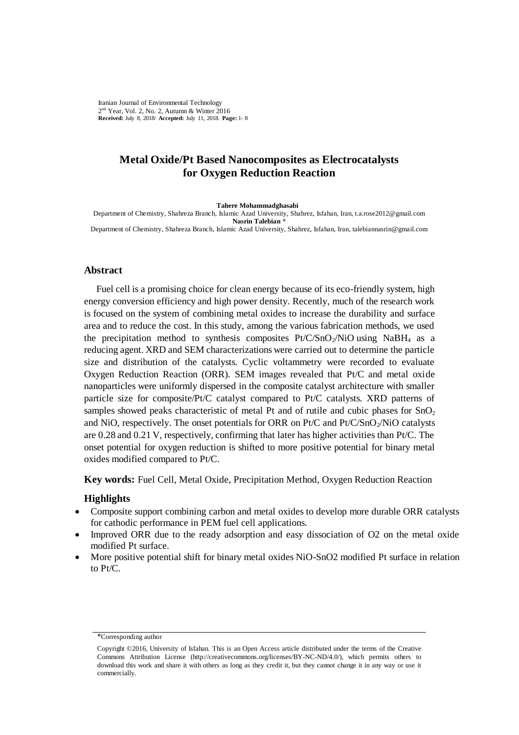Iranian Journal of Environmental Technology
2[nd] Year, Vol. 2, No. 2, Autumn & Winter 2016
**Received:** July 8, 2018/ **Accepted:** July 11, 2018. **Page:** 1- 8

# Metal Oxide/Pt Based Nanocomposites as Electrocatalysts for Oxygen Reduction Reaction

**Tahere Mohammadghasabi**
Department of Chemistry, Shahreza Branch, Islamic Azad University, Shahrez, Isfahan, Iran, t.a.rose2012@gmail.com

**Nasrin Talebian \***
Department of Chemistry, Shahreza Branch, Islamic Azad University, Shahrez, Isfahan, Iran, talebiannasrin@gmail.com

## Abstract

Fuel cell is a promising choice for clean energy because of its eco-friendly system, high energy conversion efficiency and high power density. Recently, much of the research work is focused on the system of combining metal oxides to increase the durability and surface area and to reduce the cost. In this study, among the various fabrication methods, we used the precipitation method to synthesis composites Pt/C/$SnO_2$/NiO using $NaBH_4$ as a reducing agent. XRD and SEM characterizations were carried out to determine the particle size and distribution of the catalysts. Cyclic voltammetry were recorded to evaluate Oxygen Reduction Reaction (ORR). SEM images revealed that Pt/C and metal oxide nanoparticles were uniformly dispersed in the composite catalyst architecture with smaller particle size for composite/Pt/C catalyst compared to Pt/C catalysts. XRD patterns of samples showed peaks characteristic of metal Pt and of rutile and cubic phases for $SnO_2$ and NiO, respectively. The onset potentials for ORR on Pt/C and Pt/C/$SnO_2$/NiO catalysts are 0.28 and 0.21 V, respectively, confirming that later has higher activities than Pt/C. The onset potential for oxygen reduction is shifted to more positive potential for binary metal oxides modified compared to Pt/C.

**Key words:** Fuel Cell, Metal Oxide, Precipitation Method, Oxygen Reduction Reaction

### Highlights

- Composite support combining carbon and metal oxides to develop more durable ORR catalysts for cathodic performance in PEM fuel cell applications.
- Improved ORR due to the ready adsorption and easy dissociation of O2 on the metal oxide modified Pt surface.
- More positive potential shift for binary metal oxides NiO-SnO2 modified Pt surface in relation to Pt/C.

---

\*Corresponding author

Copyright ©2016, University of Isfahan. This is an Open Access article distributed under the terms of the Creative Commons Attribution License (http://creativecommons.org/licenses/BY-NC-ND/4.0/), which permits others to download this work and share it with others as long as they credit it, but they cannot change it in any way or use it commercially.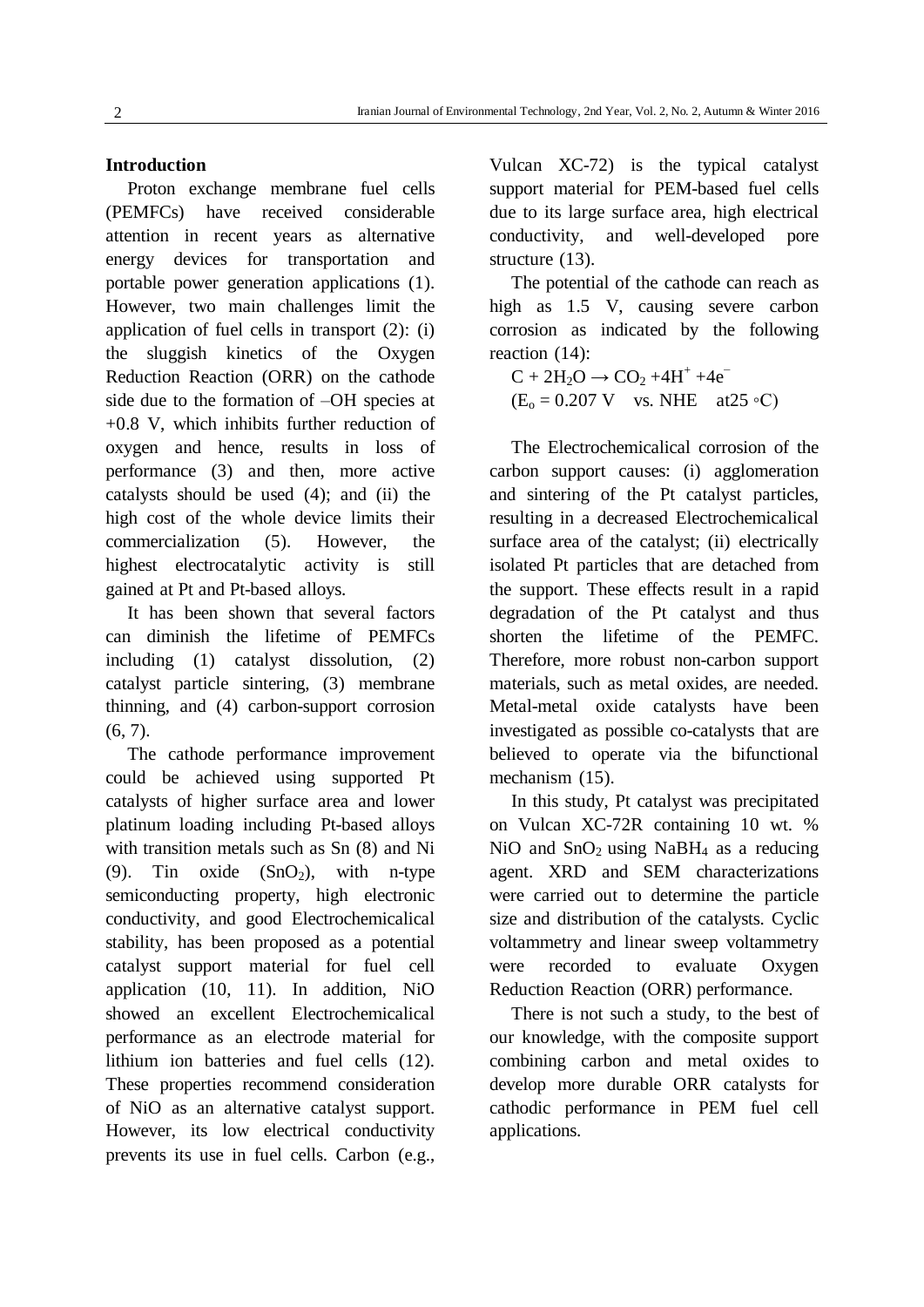## Introduction

Proton exchange membrane fuel cells (PEMFCs) have received considerable attention in recent years as alternative energy devices for transportation and portable power generation applications (1). However, two main challenges limit the application of fuel cells in transport (2): (i) the sluggish kinetics of the Oxygen Reduction Reaction (ORR) on the cathode side due to the formation of –OH species at +0.8 V, which inhibits further reduction of oxygen and hence, results in loss of performance (3) and then, more active catalysts should be used (4); and (ii) the high cost of the whole device limits their commercialization (5). However, the highest electrocatalytic activity is still gained at Pt and Pt-based alloys.

It has been shown that several factors can diminish the lifetime of PEMFCs including (1) catalyst dissolution, (2) catalyst particle sintering, (3) membrane thinning, and (4) carbon-support corrosion (6, 7).

The cathode performance improvement could be achieved using supported Pt catalysts of higher surface area and lower platinum loading including Pt-based alloys with transition metals such as Sn (8) and Ni (9). Tin oxide ($SnO_2$), with n-type semiconducting property, high electronic conductivity, and good Electrochemicalical stability, has been proposed as a potential catalyst support material for fuel cell application (10, 11). In addition, NiO showed an excellent Electrochemicalical performance as an electrode material for lithium ion batteries and fuel cells (12). These properties recommend consideration of NiO as an alternative catalyst support. However, its low electrical conductivity prevents its use in fuel cells. Carbon (e.g., Vulcan XC-72) is the typical catalyst support material for PEM-based fuel cells due to its large surface area, high electrical conductivity, and well-developed pore structure (13).

The potential of the cathode can reach as high as 1.5 V, causing severe carbon corrosion as indicated by the following reaction (14):

$$C + 2H_2O \rightarrow CO_2 + 4H^+ + 4e^-$$

$$(E_o = 0.207 \text{ V vs. NHE at } 25\,^\circ C)$$

The Electrochemicalical corrosion of the carbon support causes: (i) agglomeration and sintering of the Pt catalyst particles, resulting in a decreased Electrochemicalical surface area of the catalyst; (ii) electrically isolated Pt particles that are detached from the support. These effects result in a rapid degradation of the Pt catalyst and thus shorten the lifetime of the PEMFC. Therefore, more robust non-carbon support materials, such as metal oxides, are needed. Metal-metal oxide catalysts have been investigated as possible co-catalysts that are believed to operate via the bifunctional mechanism (15).

In this study, Pt catalyst was precipitated on Vulcan XC-72R containing 10 wt. % NiO and $SnO_2$ using $NaBH_4$ as a reducing agent. XRD and SEM characterizations were carried out to determine the particle size and distribution of the catalysts. Cyclic voltammetry and linear sweep voltammetry were recorded to evaluate Oxygen Reduction Reaction (ORR) performance.

There is not such a study, to the best of our knowledge, with the composite support combining carbon and metal oxides to develop more durable ORR catalysts for cathodic performance in PEM fuel cell applications.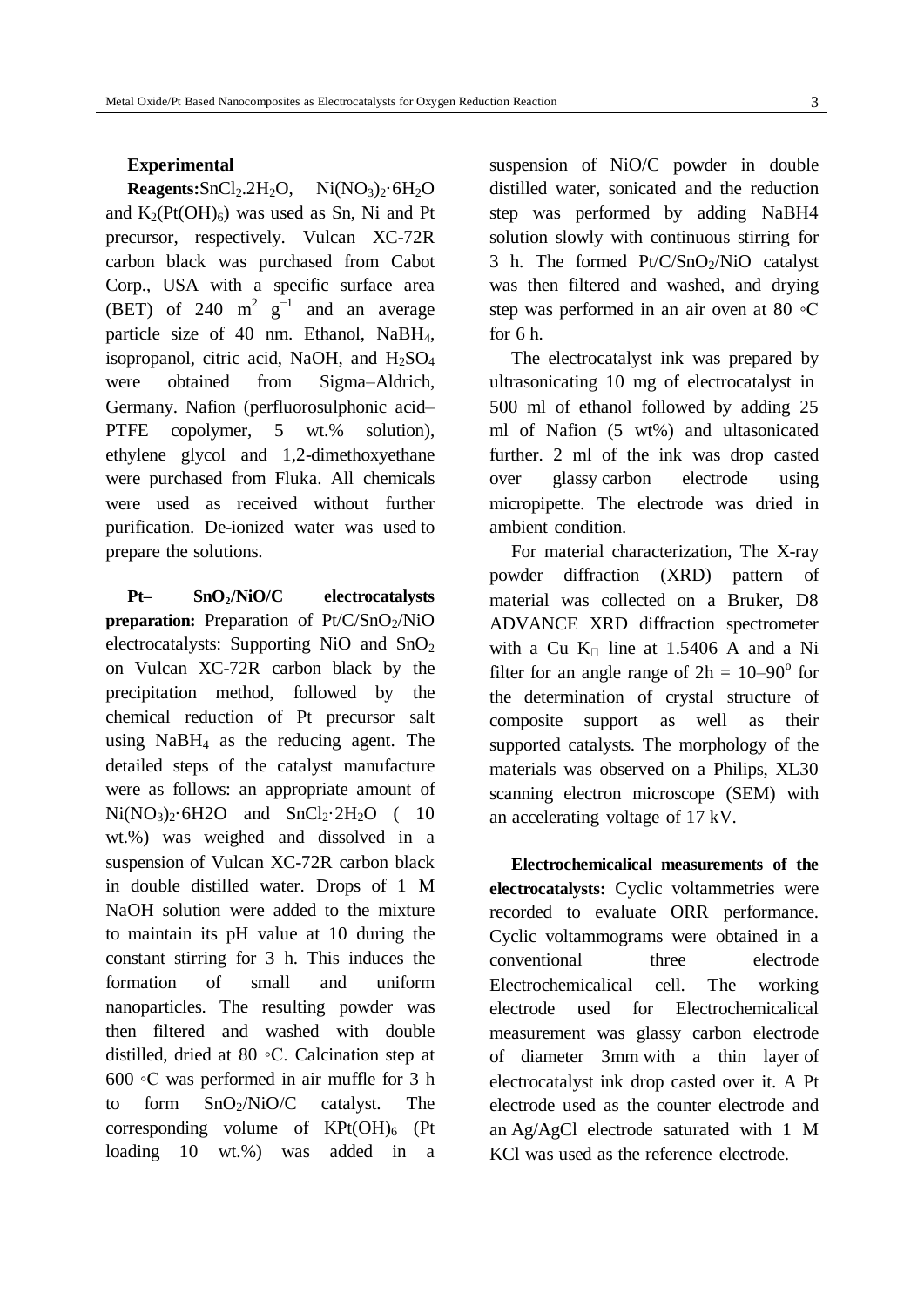**Experimental**

**Reagents:** $SnCl_2.2H_2O$, $Ni(NO_3)_2 \cdot 6H_2O$ and $K_2(Pt(OH)_6)$ was used as Sn, Ni and Pt precursor, respectively. Vulcan XC-72R carbon black was purchased from Cabot Corp., USA with a specific surface area (BET) of 240 $m^2$ $g^{-1}$ and an average particle size of 40 nm. Ethanol, $NaBH_4$, isopropanol, citric acid, NaOH, and $H_2SO_4$ were obtained from Sigma–Aldrich, Germany. Nafion (perfluorosulphonic acid–PTFE copolymer, 5 wt.% solution), ethylene glycol and 1,2-dimethoxyethane were purchased from Fluka. All chemicals were used as received without further purification. De-ionized water was used to prepare the solutions.

**Pt– $SnO_2$/NiO/C electrocatalysts preparation:** Preparation of Pt/C/$SnO_2$/NiO electrocatalysts: Supporting NiO and $SnO_2$ on Vulcan XC-72R carbon black by the precipitation method, followed by the chemical reduction of Pt precursor salt using $NaBH_4$ as the reducing agent. The detailed steps of the catalyst manufacture were as follows: an appropriate amount of $Ni(NO_3)_2 \cdot 6H2O$ and $SnCl_2 \cdot 2H_2O$ ( 10 wt.%) was weighed and dissolved in a suspension of Vulcan XC-72R carbon black in double distilled water. Drops of 1 M NaOH solution were added to the mixture to maintain its pH value at 10 during the constant stirring for 3 h. This induces the formation of small and uniform nanoparticles. The resulting powder was then filtered and washed with double distilled, dried at 80 ◦C. Calcination step at 600 ◦C was performed in air muffle for 3 h to form $SnO_2$/NiO/C catalyst. The corresponding volume of $KPt(OH)_6$ (Pt loading 10 wt.%) was added in a suspension of NiO/C powder in double distilled water, sonicated and the reduction step was performed by adding NaBH4 solution slowly with continuous stirring for 3 h. The formed Pt/C/$SnO_2$/NiO catalyst was then filtered and washed, and drying step was performed in an air oven at 80 ◦C for 6 h.

The electrocatalyst ink was prepared by ultrasonicating 10 mg of electrocatalyst in 500 ml of ethanol followed by adding 25 ml of Nafion (5 wt%) and ultasonicated further. 2 ml of the ink was drop casted over glassy carbon electrode using micropipette. The electrode was dried in ambient condition.

For material characterization, The X-ray powder diffraction (XRD) pattern of material was collected on a Bruker, D8 ADVANCE XRD diffraction spectrometer with a Cu $K_{\alpha}$ line at 1.5406 A and a Ni filter for an angle range of 2h = 10–90$^o$ for the determination of crystal structure of composite support as well as their supported catalysts. The morphology of the materials was observed on a Philips, XL30 scanning electron microscope (SEM) with an accelerating voltage of 17 kV.

**Electrochemicalical measurements of the electrocatalysts:** Cyclic voltammetries were recorded to evaluate ORR performance. Cyclic voltammograms were obtained in a conventional three electrode Electrochemicalical cell. The working electrode used for Electrochemicalical measurement was glassy carbon electrode of diameter 3mm with a thin layer of electrocatalyst ink drop casted over it. A Pt electrode used as the counter electrode and an Ag/AgCl electrode saturated with 1 M KCl was used as the reference electrode.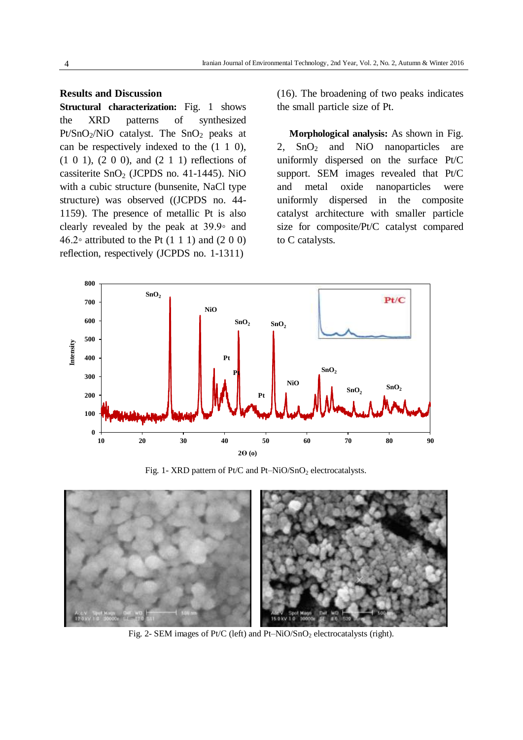## Results and Discussion

**Structural characterization:** Fig. 1 shows the XRD patterns of synthesized Pt/$SnO_2$/NiO catalyst. The $SnO_2$ peaks at can be respectively indexed to the (1 1 0), (1 0 1), (2 0 0), and (2 1 1) reflections of cassiterite $SnO_2$ (JCPDS no. 41-1445). NiO with a cubic structure (bunsenite, NaCl type structure) was observed ((JCPDS no. 44-1159). The presence of metallic Pt is also clearly revealed by the peak at 39.9◦ and 46.2◦ attributed to the Pt (1 1 1) and (2 0 0) reflection, respectively (JCPDS no. 1-1311) (16). The broadening of two peaks indicates the small particle size of Pt.

**Morphological analysis:** As shown in Fig. 2, $SnO_2$ and NiO nanoparticles are uniformly dispersed on the surface Pt/C support. SEM images revealed that Pt/C and metal oxide nanoparticles were uniformly dispersed in the composite catalyst architecture with smaller particle size for composite/Pt/C catalyst compared to C catalysts.

800
700
600
500
400
300
200
100
0
Intensity
10 20 30 40 50 60 70 80 90
2Θ (o)
$SnO_2$
NiO
$SnO_2$
$SnO_2$
Pt
Pt
Pt
NiO
$SnO_2$
$SnO_2$
$SnO_2$
Pt/C

Fig. 1- XRD pattern of Pt/C and Pt–NiO/$SnO_2$ electrocatalysts.

Fig. 2- SEM images of Pt/C (left) and Pt–NiO/$SnO_2$ electrocatalysts (right).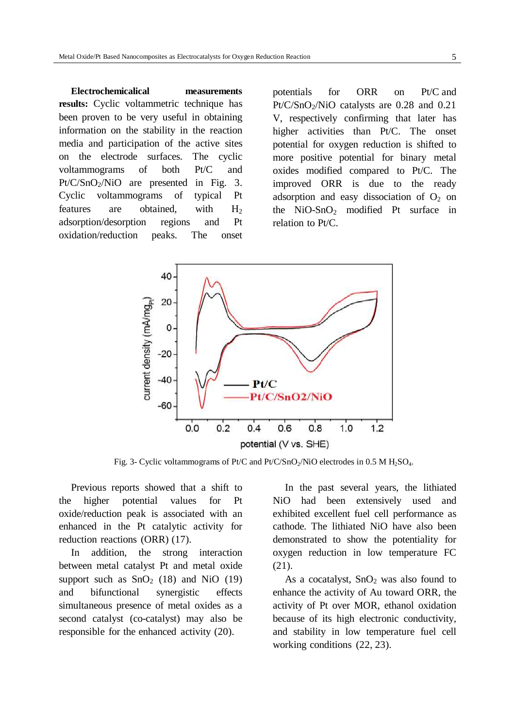**Electrochemicalical measurements results:** Cyclic voltammetric technique has been proven to be very useful in obtaining information on the stability in the reaction media and participation of the active sites on the electrode surfaces. The cyclic voltammograms of both Pt/C and Pt/C/$SnO_2$/NiO are presented in Fig. 3. Cyclic voltammograms of typical Pt features are obtained, with $H_2$ adsorption/desorption regions and Pt oxidation/reduction peaks. The onset potentials for ORR on Pt/C and Pt/C/$SnO_2$/NiO catalysts are 0.28 and 0.21 V, respectively confirming that later has higher activities than Pt/C. The onset potential for oxygen reduction is shifted to more positive potential for binary metal oxides modified compared to Pt/C. The improved ORR is due to the ready adsorption and easy dissociation of $O_2$ on the NiO-$SnO_2$ modified Pt surface in relation to Pt/C.

current density (mA/mg$_{Pt}$)
40
20
0
-20
-40
-60
0.0
0.2
0.4
0.6
0.8
1.0
1.2
potential (V vs. SHE)
Pt/C
Pt/C/SnO2/NiO

Fig. 3- Cyclic voltammograms of Pt/C and Pt/C/$SnO_2$/NiO electrodes in 0.5 M $H_2SO_4$.

Previous reports showed that a shift to the higher potential values for Pt oxide/reduction peak is associated with an enhanced in the Pt catalytic activity for reduction reactions (ORR) (17).

In addition, the strong interaction between metal catalyst Pt and metal oxide support such as $SnO_2$ (18) and NiO (19) and bifunctional synergistic effects simultaneous presence of metal oxides as a second catalyst (co-catalyst) may also be responsible for the enhanced activity (20).

In the past several years, the lithiated NiO had been extensively used and exhibited excellent fuel cell performance as cathode. The lithiated NiO have also been demonstrated to show the potentiality for oxygen reduction in low temperature FC (21).

As a cocatalyst, $SnO_2$ was also found to enhance the activity of Au toward ORR, the activity of Pt over MOR, ethanol oxidation because of its high electronic conductivity, and stability in low temperature fuel cell working conditions (22, 23).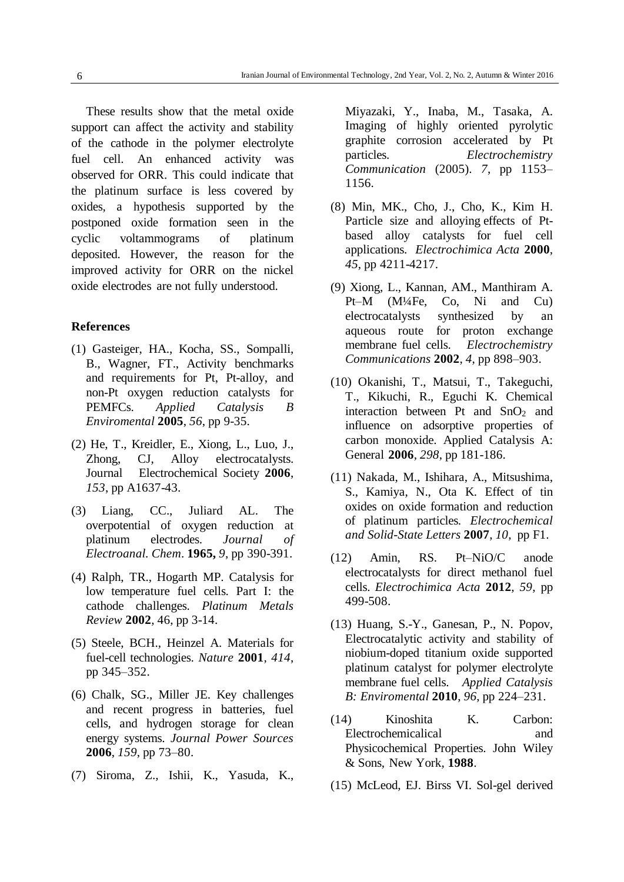These results show that the metal oxide support can affect the activity and stability of the cathode in the polymer electrolyte fuel cell. An enhanced activity was observed for ORR. This could indicate that the platinum surface is less covered by oxides, a hypothesis supported by the postponed oxide formation seen in the cyclic voltammograms of platinum deposited. However, the reason for the improved activity for ORR on the nickel oxide electrodes are not fully understood.

## References

(1) Gasteiger, HA., Kocha, SS., Sompalli, B., Wagner, FT., Activity benchmarks and requirements for Pt, Pt-alloy, and non-Pt oxygen reduction catalysts for PEMFCs. *Applied Catalysis B Enviromental* **2005**, *56*, pp 9-35.

(2) He, T., Kreidler, E., Xiong, L., Luo, J., Zhong, CJ, Alloy electrocatalysts. Journal Electrochemical Society **2006**, *153*, pp A1637-43.

(3) Liang, CC., Juliard AL. The overpotential of oxygen reduction at platinum electrodes. *Journal of Electroanal. Chem*. **1965,** *9*, pp 390-391.

(4) Ralph, TR., Hogarth MP. Catalysis for low temperature fuel cells. Part I: the cathode challenges. *Platinum Metals Review* **2002**, 46, pp 3-14.

(5) Steele, BCH., Heinzel A. Materials for fuel-cell technologies. *Nature* **2001**, *414*, pp 345–352.

(6) Chalk, SG., Miller JE. Key challenges and recent progress in batteries, fuel cells, and hydrogen storage for clean energy systems. *Journal Power Sources* **2006**, *159*, pp 73–80.

(7) Siroma, Z., Ishii, K., Yasuda, K., Miyazaki, Y., Inaba, M., Tasaka, A. Imaging of highly oriented pyrolytic graphite corrosion accelerated by Pt particles. *Electrochemistry Communication* (2005). *7*, pp 1153–1156.

(8) Min, MK., Cho, J., Cho, K., Kim H. Particle size and alloying effects of Pt-based alloy catalysts for fuel cell applications. *Electrochimica Acta* **2000**, *45*, pp 4211-4217.

(9) Xiong, L., Kannan, AM., Manthiram A. Pt–M (M¼Fe, Co, Ni and Cu) electrocatalysts synthesized by an aqueous route for proton exchange membrane fuel cells. *Electrochemistry Communications* **2002**, *4*, pp 898–903.

(10) Okanishi, T., Matsui, T., Takeguchi, T., Kikuchi, R., Eguchi K. Chemical interaction between Pt and $SnO_2$ and influence on adsorptive properties of carbon monoxide. Applied Catalysis A: General **2006**, *298*, pp 181-186.

(11) Nakada, M., Ishihara, A., Mitsushima, S., Kamiya, N., Ota K. Effect of tin oxides on oxide formation and reduction of platinum particles. *Electrochemical and Solid-State Letters* **2007**, *10*, pp F1.

(12) Amin, RS. Pt–NiO/C anode electrocatalysts for direct methanol fuel cells. *Electrochimica Acta* **2012**, *59*, pp 499-508.

(13) Huang, S.-Y., Ganesan, P., N. Popov, Electrocatalytic activity and stability of niobium-doped titanium oxide supported platinum catalyst for polymer electrolyte membrane fuel cells. *Applied Catalysis B: Enviromental* **2010**, *96*, pp 224–231.

(14) Kinoshita K. Carbon: Electrochemicalical and Physicochemical Properties. John Wiley & Sons, New York, **1988**.

(15) McLeod, EJ. Birss VI. Sol-gel derived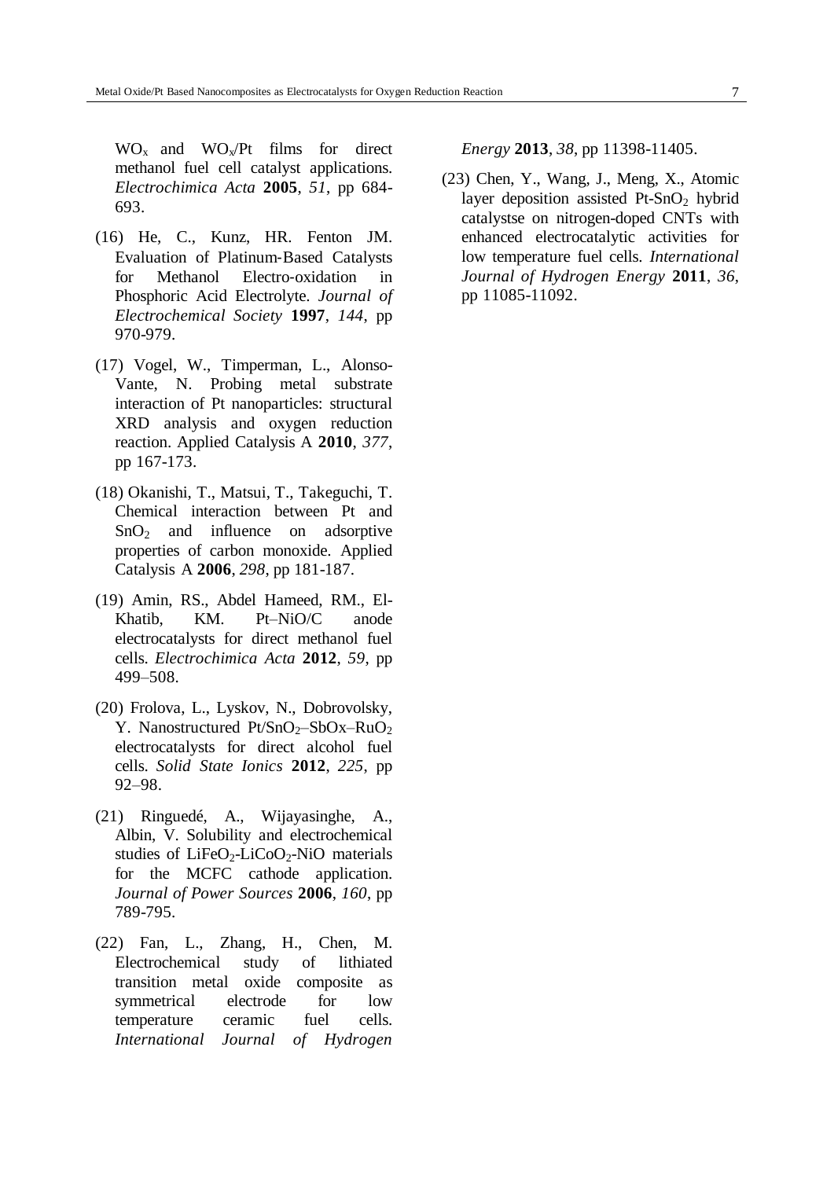$WO_x$ and $WO_x$/Pt films for direct methanol fuel cell catalyst applications. *Electrochimica Acta* **2005**, *51*, pp 684-693.

(16) He, C., Kunz, HR. Fenton JM. Evaluation of Platinum-Based Catalysts for Methanol Electro-oxidation in Phosphoric Acid Electrolyte. *Journal of Electrochemical Society* **1997**, *144*, pp 970-979.

(17) Vogel, W., Timperman, L., Alonso-Vante, N. Probing metal substrate interaction of Pt nanoparticles: structural XRD analysis and oxygen reduction reaction. Applied Catalysis A **2010**, *377*, pp 167-173.

(18) Okanishi, T., Matsui, T., Takeguchi, T. Chemical interaction between Pt and $SnO_2$ and influence on adsorptive properties of carbon monoxide. Applied Catalysis A **2006**, *298*, pp 181-187.

(19) Amin, RS., Abdel Hameed, RM., El-Khatib, KM. Pt–NiO/C anode electrocatalysts for direct methanol fuel cells. *Electrochimica Acta* **2012**, *59*, pp 499–508.

(20) Frolova, L., Lyskov, N., Dobrovolsky, Y. Nanostructured Pt/$SnO_2$–SbOx–$RuO_2$ electrocatalysts for direct alcohol fuel cells. *Solid State Ionics* **2012**, *225*, pp 92–98.

(21) Ringuedé, A., Wijayasinghe, A., Albin, V. Solubility and electrochemical studies of $LiFeO_2$-$LiCoO_2$-NiO materials for the MCFC cathode application. *Journal of Power Sources* **2006**, *160*, pp 789-795.

(22) Fan, L., Zhang, H., Chen, M. Electrochemical study of lithiated transition metal oxide composite as symmetrical electrode for low temperature ceramic fuel cells. *International Journal of Hydrogen Energy* **2013**, *38*, pp 11398-11405.

(23) Chen, Y., Wang, J., Meng, X., Atomic layer deposition assisted Pt-$SnO_2$ hybrid catalystse on nitrogen-doped CNTs with enhanced electrocatalytic activities for low temperature fuel cells. *International Journal of Hydrogen Energy* **2011**, *36*, pp 11085-11092.